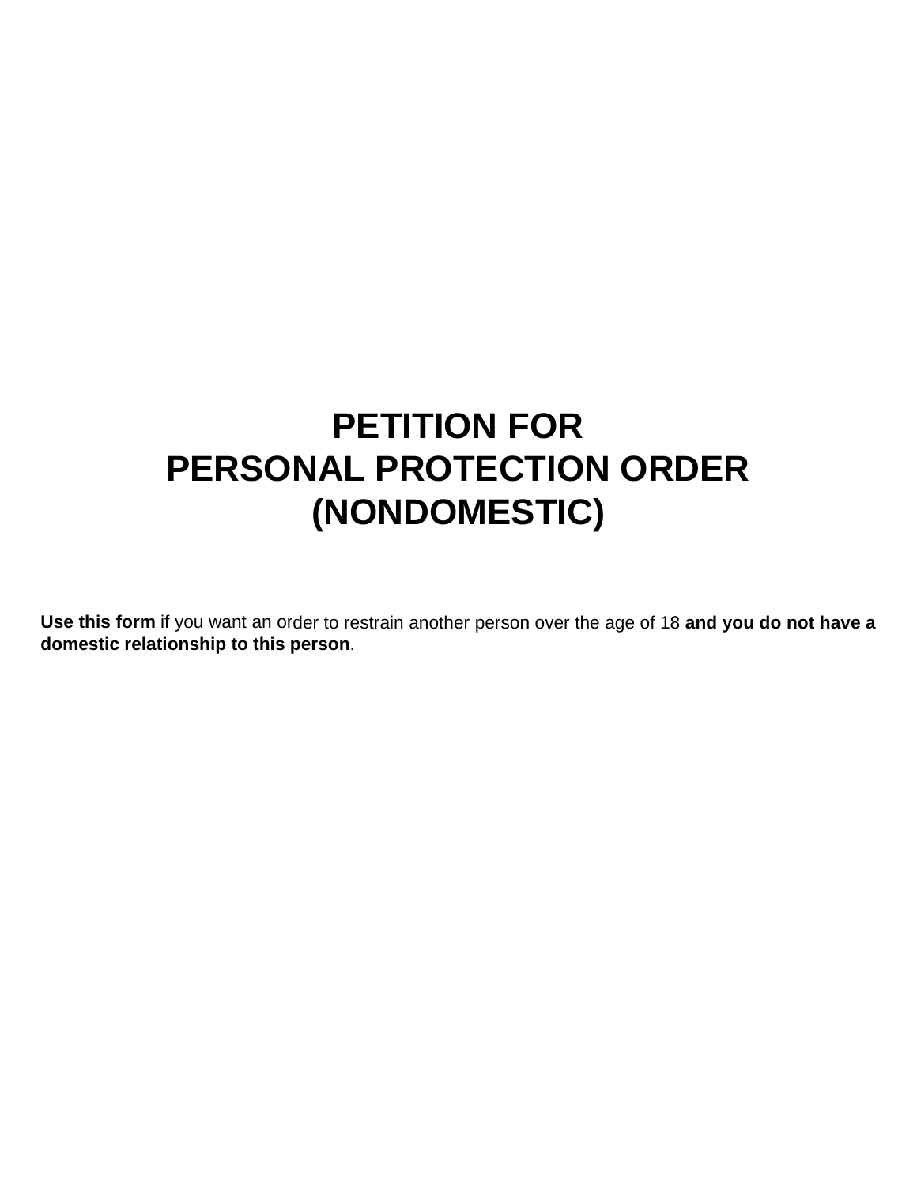# PETITION FOR PERSONAL PROTECTION ORDER (NONDOMESTIC)

**Use this form** if you want an order to restrain another person over the age of 18 **and you do not have a domestic relationship to this person**.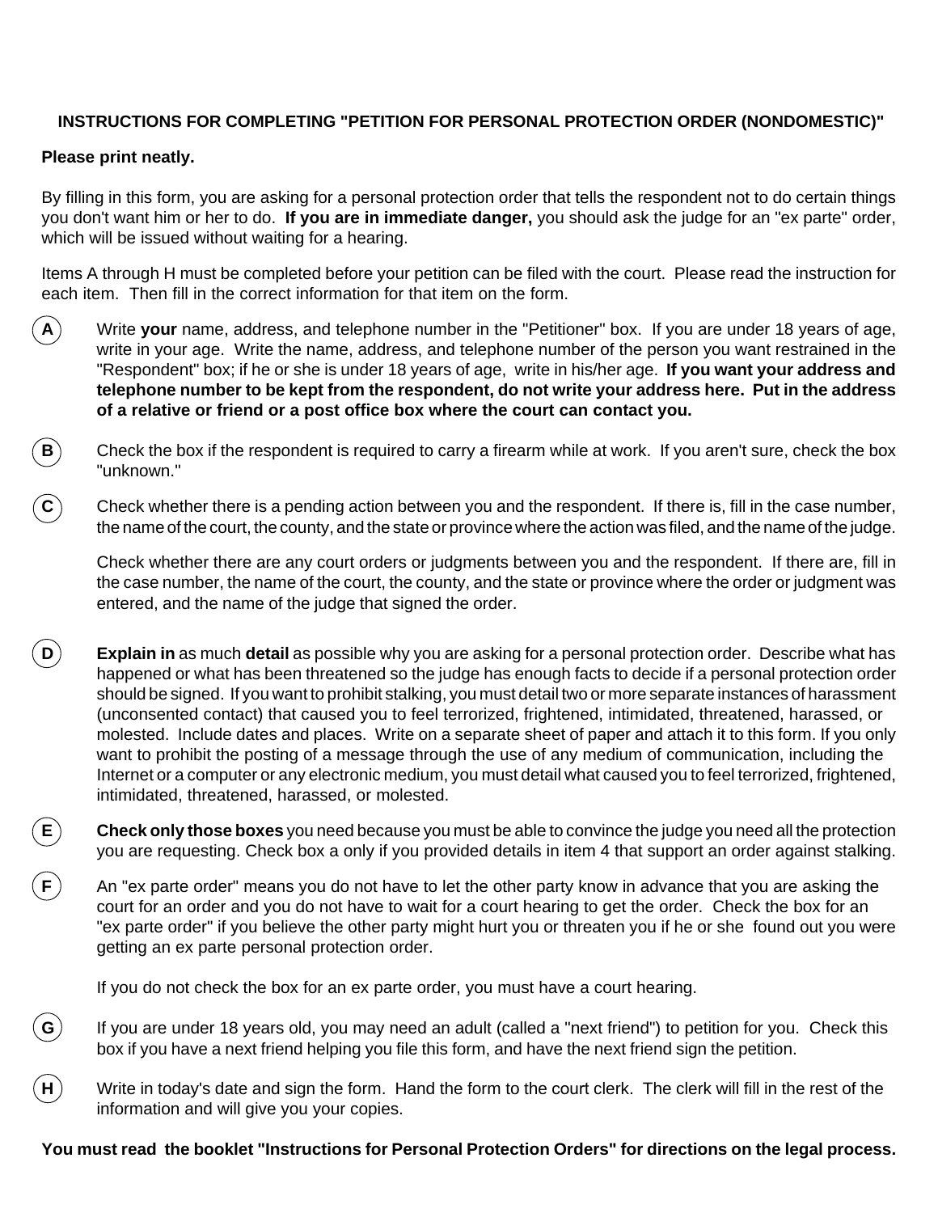## INSTRUCTIONS FOR COMPLETING "PETITION FOR PERSONAL PROTECTION ORDER (NONDOMESTIC)"

**Please print neatly.**

By filling in this form, you are asking for a personal protection order that tells the respondent not to do certain things you don't want him or her to do. **If you are in immediate danger,** you should ask the judge for an "ex parte" order, which will be issued without waiting for a hearing.

Items A through H must be completed before your petition can be filed with the court. Please read the instruction for each item. Then fill in the correct information for that item on the form.

**A** Write **your** name, address, and telephone number in the "Petitioner" box. If you are under 18 years of age, write in your age. Write the name, address, and telephone number of the person you want restrained in the "Respondent" box; if he or she is under 18 years of age, write in his/her age. **If you want your address and telephone number to be kept from the respondent, do not write your address here. Put in the address of a relative or friend or a post office box where the court can contact you.**

**B** Check the box if the respondent is required to carry a firearm while at work. If you aren't sure, check the box "unknown."

**C** Check whether there is a pending action between you and the respondent. If there is, fill in the case number, the name of the court, the county, and the state or province where the action was filed, and the name of the judge.

Check whether there are any court orders or judgments between you and the respondent. If there are, fill in the case number, the name of the court, the county, and the state or province where the order or judgment was entered, and the name of the judge that signed the order.

**D** **Explain in** as much **detail** as possible why you are asking for a personal protection order. Describe what has happened or what has been threatened so the judge has enough facts to decide if a personal protection order should be signed. If you want to prohibit stalking, you must detail two or more separate instances of harassment (unconsented contact) that caused you to feel terrorized, frightened, intimidated, threatened, harassed, or molested. Include dates and places. Write on a separate sheet of paper and attach it to this form. If you only want to prohibit the posting of a message through the use of any medium of communication, including the Internet or a computer or any electronic medium, you must detail what caused you to feel terrorized, frightened, intimidated, threatened, harassed, or molested.

**E** **Check only those boxes** you need because you must be able to convince the judge you need all the protection you are requesting. Check box a only if you provided details in item 4 that support an order against stalking.

**F** An "ex parte order" means you do not have to let the other party know in advance that you are asking the court for an order and you do not have to wait for a court hearing to get the order. Check the box for an "ex parte order" if you believe the other party might hurt you or threaten you if he or she found out you were getting an ex parte personal protection order.

If you do not check the box for an ex parte order, you must have a court hearing.

**G** If you are under 18 years old, you may need an adult (called a "next friend") to petition for you. Check this box if you have a next friend helping you file this form, and have the next friend sign the petition.

**H** Write in today's date and sign the form. Hand the form to the court clerk. The clerk will fill in the rest of the information and will give you your copies.

**You must read the booklet "Instructions for Personal Protection Orders" for directions on the legal process.**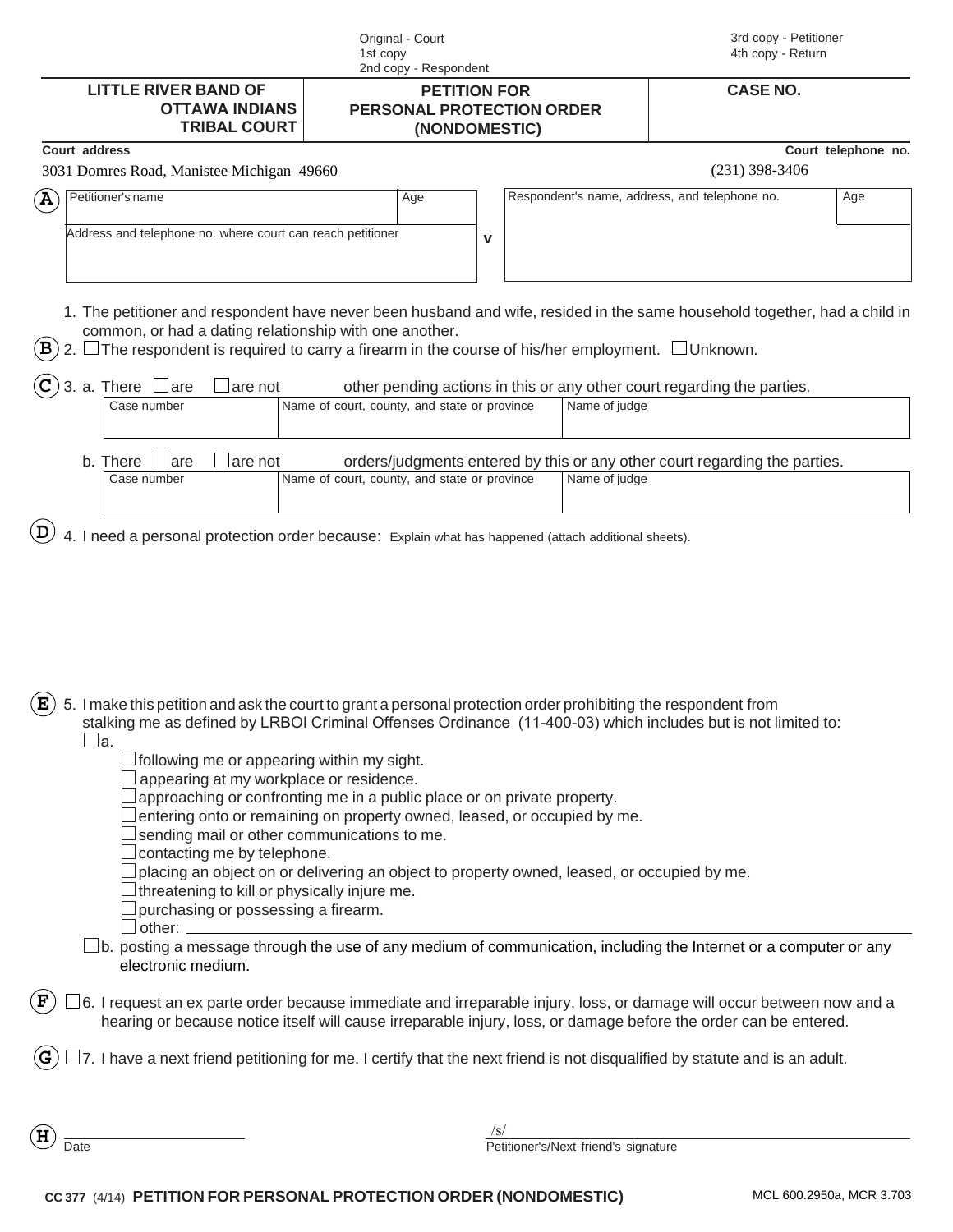Original - Court
1st copy
2nd copy - Respondent

3rd copy - Petitioner
4th copy - Return

| LITTLE RIVER BAND OF OTTAWA INDIANS TRIBAL COURT | PETITION FOR PERSONAL PROTECTION ORDER (NONDOMESTIC) | CASE NO. |
|---|---|---|

**Court address**
3031 Domres Road, Manistee Michigan 49660

**Court telephone no.**
(231) 398-3406

**A**

| Petitioner's name | Age | | Respondent's name, address, and telephone no. | Age |
|---|---|---|---|---|
| Address and telephone no. where court can reach petitioner | | v | | |

1. The petitioner and respondent have never been husband and wife, resided in the same household together, had a child in common, or had a dating relationship with one another.

**B** 2. ☐ The respondent is required to carry a firearm in the course of his/her employment. ☐ Unknown.

**C** 3. a. There ☐ are ☐ are not other pending actions in this or any other court regarding the parties.

| Case number | Name of court, county, and state or province | Name of judge |
|---|---|---|
| | | |

b. There ☐ are ☐ are not orders/judgments entered by this or any other court regarding the parties.

| Case number | Name of court, county, and state or province | Name of judge |
|---|---|---|
| | | |

**D** 4. I need a personal protection order because: Explain what has happened (attach additional sheets).

**E** 5. I make this petition and ask the court to grant a personal protection order prohibiting the respondent from stalking me as defined by LRBOI Criminal Offenses Ordinance (11-400-03) which includes but is not limited to:

☐ a.
- ☐ following me or appearing within my sight.
- ☐ appearing at my workplace or residence.
- ☐ approaching or confronting me in a public place or on private property.
- ☐ entering onto or remaining on property owned, leased, or occupied by me.
- ☐ sending mail or other communications to me.
- ☐ contacting me by telephone.
- ☐ placing an object on or delivering an object to property owned, leased, or occupied by me.
- ☐ threatening to kill or physically injure me.
- ☐ purchasing or possessing a firearm.
- ☐ other: ______________________

☐ b. posting a message through the use of any medium of communication, including the Internet or a computer or any electronic medium.

**F** ☐ 6. I request an ex parte order because immediate and irreparable injury, loss, or damage will occur between now and a hearing or because notice itself will cause irreparable injury, loss, or damage before the order can be entered.

**G** ☐ 7. I have a next friend petitioning for me. I certify that the next friend is not disqualified by statute and is an adult.

**H** ______________________ Date

/s/ ______________________ Petitioner's/Next friend's signature

CC 377 (4/14) **PETITION FOR PERSONAL PROTECTION ORDER (NONDOMESTIC)** MCL 600.2950a, MCR 3.703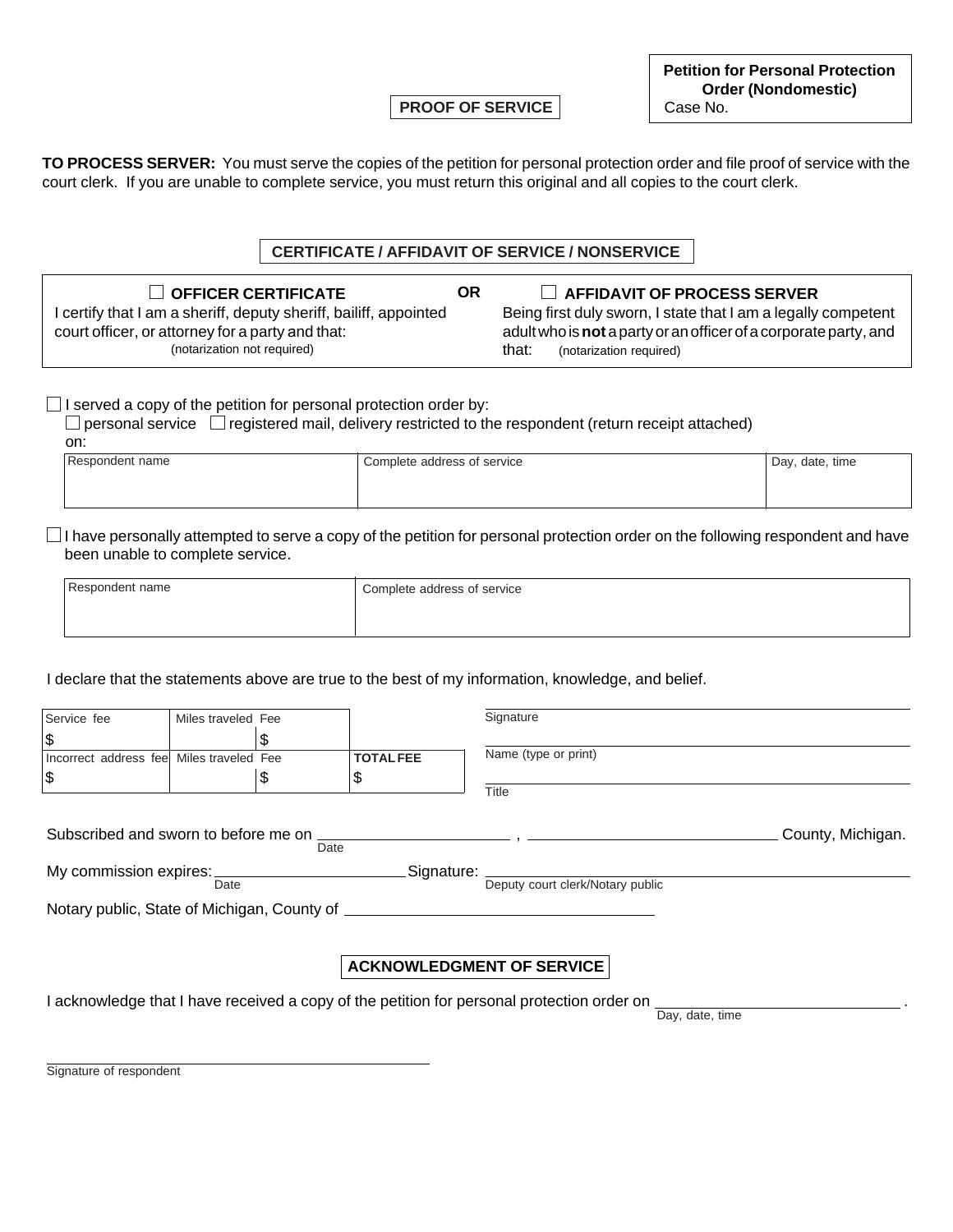**Petition for Personal Protection Order (Nondomestic)**
Case No.

**PROOF OF SERVICE**

**TO PROCESS SERVER:** You must serve the copies of the petition for personal protection order and file proof of service with the court clerk. If you are unable to complete service, you must return this original and all copies to the court clerk.

**CERTIFICATE / AFFIDAVIT OF SERVICE / NONSERVICE**

| ☐ **OFFICER CERTIFICATE** | **OR** | ☐ **AFFIDAVIT OF PROCESS SERVER** |
|---|---|---|
| I certify that I am a sheriff, deputy sheriff, bailiff, appointed court officer, or attorney for a party and that: (notarization not required) | | Being first duly sworn, I state that I am a legally competent adult who is **not** a party or an officer of a corporate party, and that: (notarization required) |

☐ I served a copy of the petition for personal protection order by:
☐ personal service ☐ registered mail, delivery restricted to the respondent (return receipt attached)
on:

| Respondent name | Complete address of service | Day, date, time |
|---|---|---|
| | | |

☐ I have personally attempted to serve a copy of the petition for personal protection order on the following respondent and have been unable to complete service.

| Respondent name | Complete address of service |
|---|---|
| | |

I declare that the statements above are true to the best of my information, knowledge, and belief.

| Service fee | Miles traveled | Fee | |
|---|---|---|---|
| $ | | $ | |
| Incorrect address fee | Miles traveled | Fee | **TOTAL FEE** |
| $ | | $ | $ |

Signature

Name (type or print)

Title

Subscribed and sworn to before me on ______________ (Date), ______________ County, Michigan.

My commission expires: ______________ (Date) Signature: ______________ (Deputy court clerk/Notary public)

Notary public, State of Michigan, County of ______________

**ACKNOWLEDGMENT OF SERVICE**

I acknowledge that I have received a copy of the petition for personal protection order on ______________ (Day, date, time).

Signature of respondent